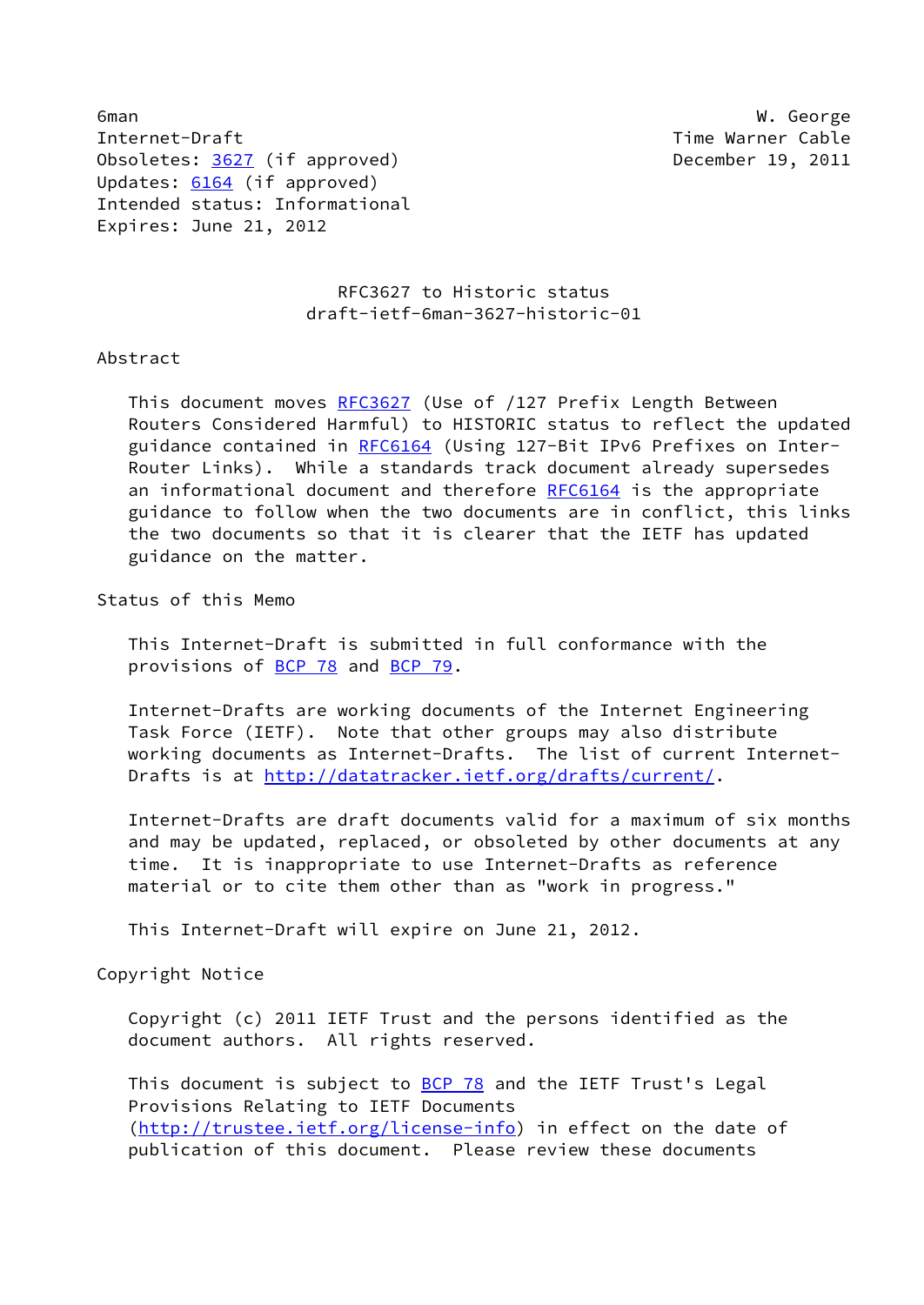6man W. George
Internet-Draft Time Warner Cable
Obsoletes: 3627 (if approved) December 19, 2011
Updates: 6164 (if approved)
Intended status: Informational
Expires: June 21, 2012

# RFC3627 to Historic status
# draft-ietf-6man-3627-historic-01

## Abstract

This document moves RFC3627 (Use of /127 Prefix Length Between Routers Considered Harmful) to HISTORIC status to reflect the updated guidance contained in RFC6164 (Using 127-Bit IPv6 Prefixes on Inter-Router Links). While a standards track document already supersedes an informational document and therefore RFC6164 is the appropriate guidance to follow when the two documents are in conflict, this links the two documents so that it is clearer that the IETF has updated guidance on the matter.

## Status of this Memo

This Internet-Draft is submitted in full conformance with the provisions of BCP 78 and BCP 79.

Internet-Drafts are working documents of the Internet Engineering Task Force (IETF). Note that other groups may also distribute working documents as Internet-Drafts. The list of current Internet-Drafts is at http://datatracker.ietf.org/drafts/current/.

Internet-Drafts are draft documents valid for a maximum of six months and may be updated, replaced, or obsoleted by other documents at any time. It is inappropriate to use Internet-Drafts as reference material or to cite them other than as "work in progress."

This Internet-Draft will expire on June 21, 2012.

## Copyright Notice

Copyright (c) 2011 IETF Trust and the persons identified as the document authors. All rights reserved.

This document is subject to BCP 78 and the IETF Trust's Legal Provisions Relating to IETF Documents (http://trustee.ietf.org/license-info) in effect on the date of publication of this document. Please review these documents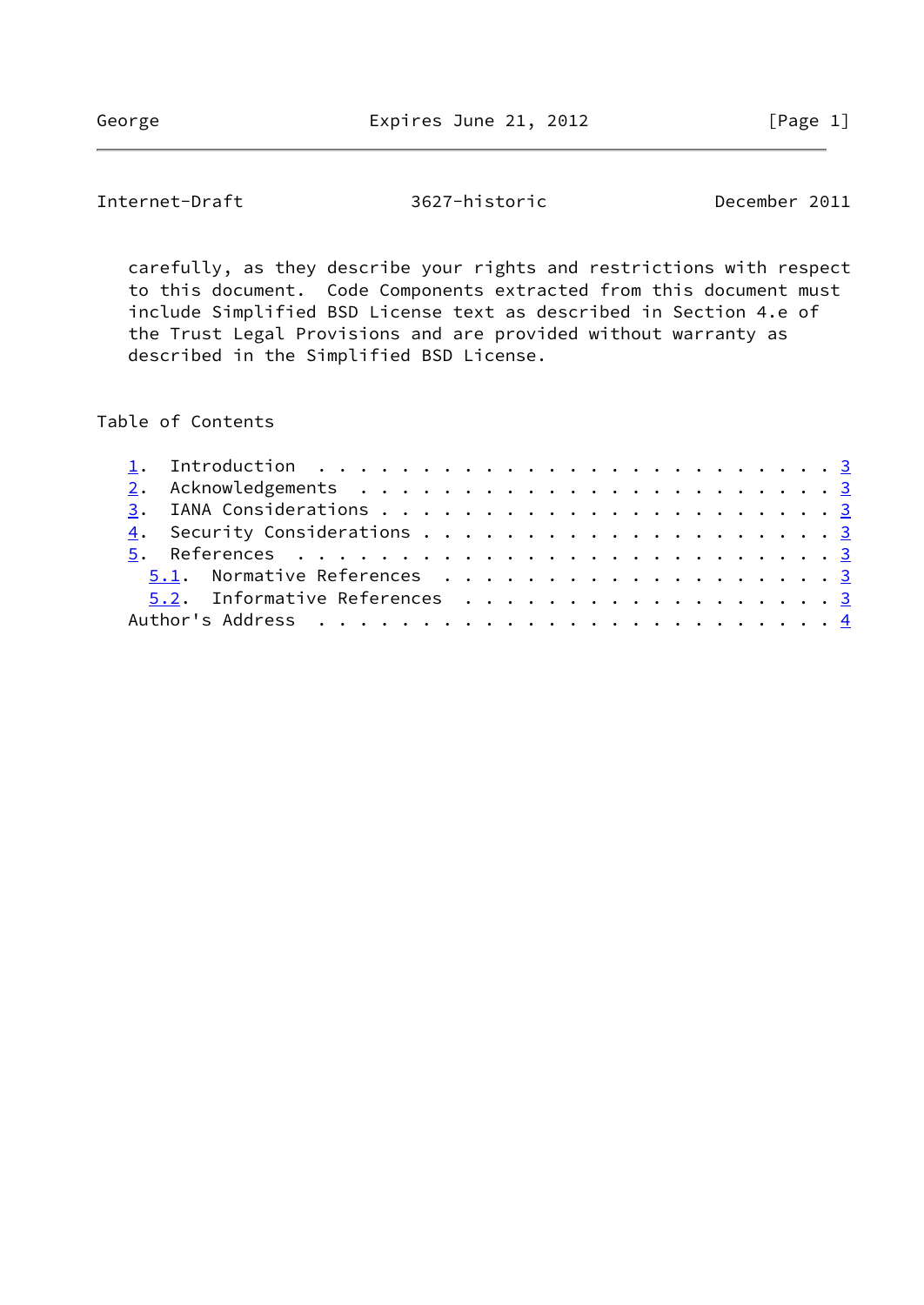carefully, as they describe your rights and restrictions with respect to this document. Code Components extracted from this document must include Simplified BSD License text as described in Section 4.e of the Trust Legal Provisions and are provided without warranty as described in the Simplified BSD License.

## Table of Contents

```
   1.  Introduction . . . . . . . . . . . . . . . . . . . . . . . . . 3
   2.  Acknowledgements . . . . . . . . . . . . . . . . . . . . . . . 3
   3.  IANA Considerations . . . . . . . . . . . . . . . . . . . . . 3
   4.  Security Considerations . . . . . . . . . . . . . . . . . . . 3
   5.  References . . . . . . . . . . . . . . . . . . . . . . . . . . 3
     5.1.  Normative References . . . . . . . . . . . . . . . . . . . 3
     5.2.  Informative References . . . . . . . . . . . . . . . . . . 3
   Author's Address . . . . . . . . . . . . . . . . . . . . . . . . . 4
```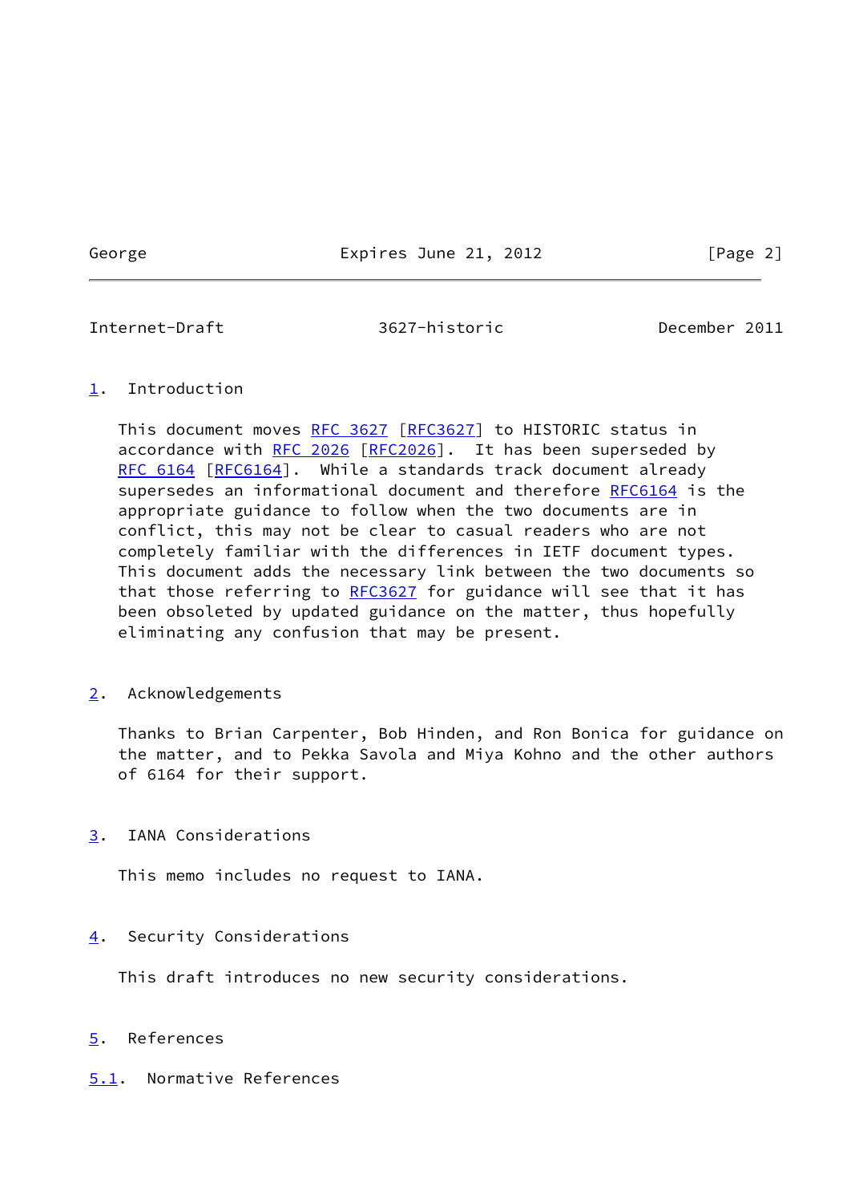## 1. Introduction

This document moves RFC 3627 [RFC3627] to HISTORIC status in accordance with RFC 2026 [RFC2026]. It has been superseded by RFC 6164 [RFC6164]. While a standards track document already supersedes an informational document and therefore RFC6164 is the appropriate guidance to follow when the two documents are in conflict, this may not be clear to casual readers who are not completely familiar with the differences in IETF document types. This document adds the necessary link between the two documents so that those referring to RFC3627 for guidance will see that it has been obsoleted by updated guidance on the matter, thus hopefully eliminating any confusion that may be present.

## 2. Acknowledgements

Thanks to Brian Carpenter, Bob Hinden, and Ron Bonica for guidance on the matter, and to Pekka Savola and Miya Kohno and the other authors of 6164 for their support.

## 3. IANA Considerations

This memo includes no request to IANA.

## 4. Security Considerations

This draft introduces no new security considerations.

## 5. References

### 5.1. Normative References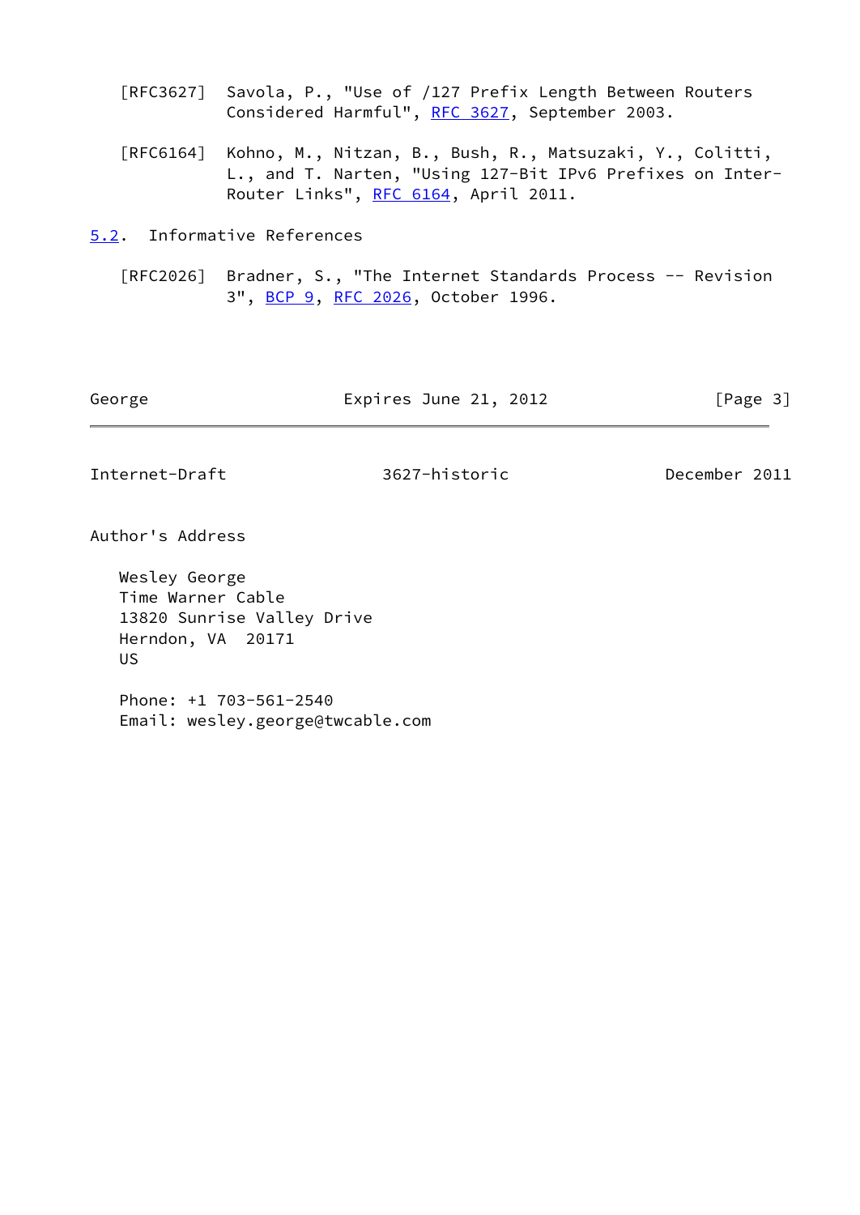[RFC3627] Savola, P., "Use of /127 Prefix Length Between Routers Considered Harmful", RFC 3627, September 2003.

[RFC6164] Kohno, M., Nitzan, B., Bush, R., Matsuzaki, Y., Colitti, L., and T. Narten, "Using 127-Bit IPv6 Prefixes on Inter-Router Links", RFC 6164, April 2011.

### 5.2. Informative References

[RFC2026] Bradner, S., "The Internet Standards Process -- Revision 3", BCP 9, RFC 2026, October 1996.

## Author's Address

Wesley George
Time Warner Cable
13820 Sunrise Valley Drive
Herndon, VA 20171
US

Phone: +1 703-561-2540
Email: wesley.george@twcable.com